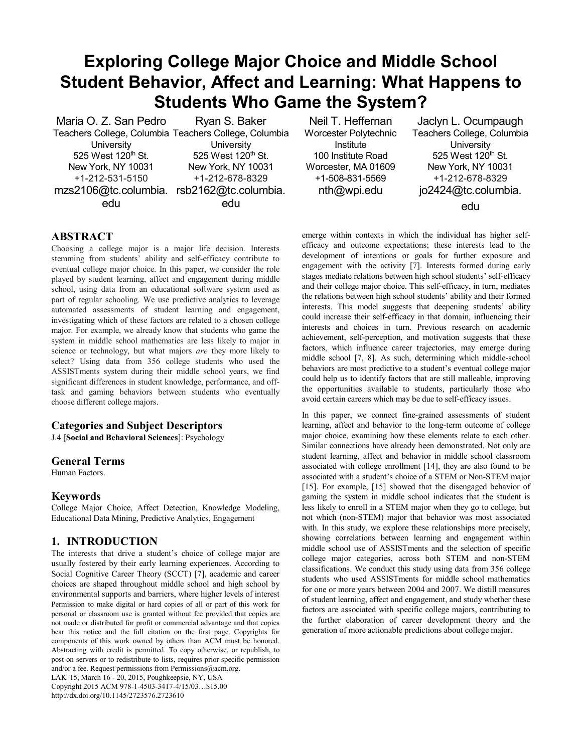# Exploring College Major Choice and Middle School Student Behavior, Affect and Learning: What Happens to Students Who Game the System?

Maria O. Z. San Pedro
Teachers College, Columbia University
525 West 120th St.
New York, NY 10031
+1-212-531-5150
mzs2106@tc.columbia.edu

Ryan S. Baker
Teachers College, Columbia University
525 West 120th St.
New York, NY 10031
+1-212-678-8329
rsb2162@tc.columbia.edu

Neil T. Heffernan
Worcester Polytechnic Institute
100 Institute Road
Worcester, MA 01609
+1-508-831-5569
nth@wpi.edu

Jaclyn L. Ocumpaugh
Teachers College, Columbia University
525 West 120th St.
New York, NY 10031
+1-212-678-8329
jo2424@tc.columbia.edu

## ABSTRACT

Choosing a college major is a major life decision. Interests stemming from students' ability and self-efficacy contribute to eventual college major choice. In this paper, we consider the role played by student learning, affect and engagement during middle school, using data from an educational software system used as part of regular schooling. We use predictive analytics to leverage automated assessments of student learning and engagement, investigating which of these factors are related to a chosen college major. For example, we already know that students who game the system in middle school mathematics are less likely to major in science or technology, but what majors *are* they more likely to select? Using data from 356 college students who used the ASSISTments system during their middle school years, we find significant differences in student knowledge, performance, and off-task and gaming behaviors between students who eventually choose different college majors.

### Categories and Subject Descriptors

J.4 [**Social and Behavioral Sciences**]: Psychology

### General Terms

Human Factors.

### Keywords

College Major Choice, Affect Detection, Knowledge Modeling, Educational Data Mining, Predictive Analytics, Engagement

## 1. INTRODUCTION

The interests that drive a student's choice of college major are usually fostered by their early learning experiences. According to Social Cognitive Career Theory (SCCT) [7], academic and career choices are shaped throughout middle school and high school by environmental supports and barriers, where higher levels of interest emerge within contexts in which the individual has higher self-efficacy and outcome expectations; these interests lead to the development of intentions or goals for further exposure and engagement with the activity [7]. Interests formed during early stages mediate relations between high school students' self-efficacy and their college major choice. This self-efficacy, in turn, mediates the relations between high school students' ability and their formed interests. This model suggests that deepening students' ability could increase their self-efficacy in that domain, influencing their interests and choices in turn. Previous research on academic achievement, self-perception, and motivation suggests that these factors, which influence career trajectories, may emerge during middle school [7, 8]. As such, determining which middle-school behaviors are most predictive to a student's eventual college major could help us to identify factors that are still malleable, improving the opportunities available to students, particularly those who avoid certain careers which may be due to self-efficacy issues.

Permission to make digital or hard copies of all or part of this work for personal or classroom use is granted without fee provided that copies are not made or distributed for profit or commercial advantage and that copies bear this notice and the full citation on the first page. Copyrights for components of this work owned by others than ACM must be honored. Abstracting with credit is permitted. To copy otherwise, or republish, to post on servers or to redistribute to lists, requires prior specific permission and/or a fee. Request permissions from Permissions@acm.org.
LAK '15, March 16 - 20, 2015, Poughkeepsie, NY, USA
Copyright 2015 ACM 978-1-4503-3417-4/15/03…$15.00
http://dx.doi.org/10.1145/2723576.2723610

In this paper, we connect fine-grained assessments of student learning, affect and behavior to the long-term outcome of college major choice, examining how these elements relate to each other. Similar connections have already been demonstrated. Not only are student learning, affect and behavior in middle school classroom associated with college enrollment [14], they are also found to be associated with a student's choice of a STEM or Non-STEM major [15]. For example, [15] showed that the disengaged behavior of gaming the system in middle school indicates that the student is less likely to enroll in a STEM major when they go to college, but not which (non-STEM) major that behavior was most associated with. In this study, we explore these relationships more precisely, showing correlations between learning and engagement within middle school use of ASSISTments and the selection of specific college major categories, across both STEM and non-STEM classifications. We conduct this study using data from 356 college students who used ASSISTments for middle school mathematics for one or more years between 2004 and 2007. We distill measures of student learning, affect and engagement, and study whether these factors are associated with specific college majors, contributing to the further elaboration of career development theory and the generation of more actionable predictions about college major.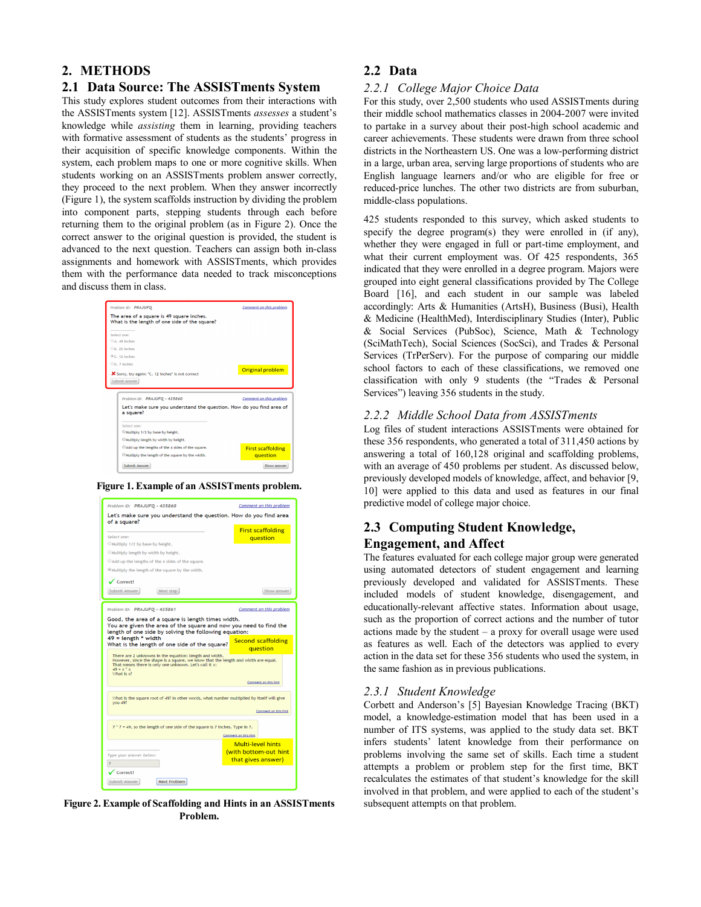## 2. METHODS

### 2.1 Data Source: The ASSISTments System

This study explores student outcomes from their interactions with the ASSISTments system [12]. ASSISTments *assesses* a student's knowledge while *assisting* them in learning, providing teachers with formative assessment of students as the students' progress in their acquisition of specific knowledge components. Within the system, each problem maps to one or more cognitive skills. When students working on an ASSISTments problem answer correctly, they proceed to the next problem. When they answer incorrectly (Figure 1), the system scaffolds instruction by dividing the problem into component parts, stepping students through each before returning them to the original problem (as in Figure 2). Once the correct answer to the original question is provided, the student is advanced to the next question. Teachers can assign both in-class assignments and homework with ASSISTments, which provides them with the performance data needed to track misconceptions and discuss them in class.

**Figure 1. Example of an ASSISTments problem.**

**Figure 2. Example of Scaffolding and Hints in an ASSISTments Problem.**

### 2.2 Data

#### 2.2.1 *College Major Choice Data*

For this study, over 2,500 students who used ASSISTments during their middle school mathematics classes in 2004-2007 were invited to partake in a survey about their post-high school academic and career achievements. These students were drawn from three school districts in the Northeastern US. One was a low-performing district in a large, urban area, serving large proportions of students who are English language learners and/or who are eligible for free or reduced-price lunches. The other two districts are from suburban, middle-class populations.

425 students responded to this survey, which asked students to specify the degree program(s) they were enrolled in (if any), whether they were engaged in full or part-time employment, and what their current employment was. Of 425 respondents, 365 indicated that they were enrolled in a degree program. Majors were grouped into eight general classifications provided by The College Board [16], and each student in our sample was labeled accordingly: Arts & Humanities (ArtsH), Business (Busi), Health & Medicine (HealthMed), Interdisciplinary Studies (Inter), Public & Social Services (PubSoc), Science, Math & Technology (SciMathTech), Social Sciences (SocSci), and Trades & Personal Services (TrPerServ). For the purpose of comparing our middle school factors to each of these classifications, we removed one classification with only 9 students (the "Trades & Personal Services") leaving 356 students in the study.

#### 2.2.2 *Middle School Data from ASSISTments*

Log files of student interactions ASSISTments were obtained for these 356 respondents, who generated a total of 311,450 actions by answering a total of 160,128 original and scaffolding problems, with an average of 450 problems per student. As discussed below, previously developed models of knowledge, affect, and behavior [9, 10] were applied to this data and used as features in our final predictive model of college major choice.

### 2.3 Computing Student Knowledge, Engagement, and Affect

The features evaluated for each college major group were generated using automated detectors of student engagement and learning previously developed and validated for ASSISTments. These included models of student knowledge, disengagement, and educationally-relevant affective states. Information about usage, such as the proportion of correct actions and the number of tutor actions made by the student – a proxy for overall usage were used as features as well. Each of the detectors was applied to every action in the data set for these 356 students who used the system, in the same fashion as in previous publications.

#### 2.3.1 *Student Knowledge*

Corbett and Anderson's [5] Bayesian Knowledge Tracing (BKT) model, a knowledge-estimation model that has been used in a number of ITS systems, was applied to the study data set. BKT infers students' latent knowledge from their performance on problems involving the same set of skills. Each time a student attempts a problem or problem step for the first time, BKT recalculates the estimates of that student's knowledge for the skill involved in that problem, and were applied to each of the student's subsequent attempts on that problem.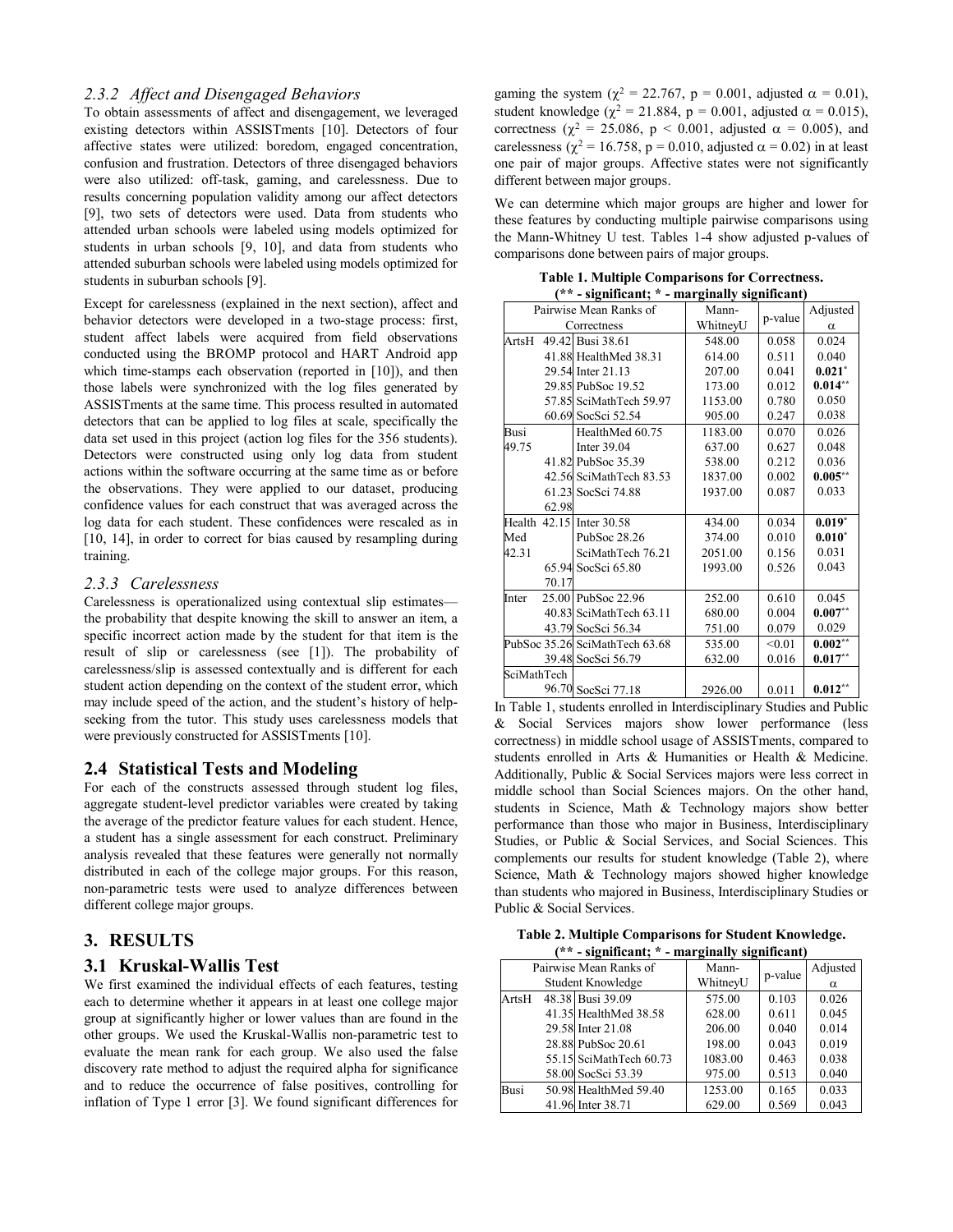### 2.3.2 Affect and Disengaged Behaviors

To obtain assessments of affect and disengagement, we leveraged existing detectors within ASSISTments [10]. Detectors of four affective states were utilized: boredom, engaged concentration, confusion and frustration. Detectors of three disengaged behaviors were also utilized: off-task, gaming, and carelessness. Due to results concerning population validity among our affect detectors [9], two sets of detectors were used. Data from students who attended urban schools were labeled using models optimized for students in urban schools [9, 10], and data from students who attended suburban schools were labeled using models optimized for students in suburban schools [9].

Except for carelessness (explained in the next section), affect and behavior detectors were developed in a two-stage process: first, student affect labels were acquired from field observations conducted using the BROMP protocol and HART Android app which time-stamps each observation (reported in [10]), and then those labels were synchronized with the log files generated by ASSISTments at the same time. This process resulted in automated detectors that can be applied to log files at scale, specifically the data set used in this project (action log files for the 356 students). Detectors were constructed using only log data from student actions within the software occurring at the same time as or before the observations. They were applied to our dataset, producing confidence values for each construct that was averaged across the log data for each student. These confidences were rescaled as in [10, 14], in order to correct for bias caused by resampling during training.

### 2.3.3 Carelessness

Carelessness is operationalized using contextual slip estimates—the probability that despite knowing the skill to answer an item, a specific incorrect action made by the student for that item is the result of slip or carelessness (see [1]). The probability of carelessness/slip is assessed contextually and is different for each student action depending on the context of the student error, which may include speed of the action, and the student's history of help-seeking from the tutor. This study uses carelessness models that were previously constructed for ASSISTments [10].

## 2.4 Statistical Tests and Modeling

For each of the constructs assessed through student log files, aggregate student-level predictor variables were created by taking the average of the predictor feature values for each student. Hence, a student has a single assessment for each construct. Preliminary analysis revealed that these features were generally not normally distributed in each of the college major groups. For this reason, non-parametric tests were used to analyze differences between different college major groups.

# 3. RESULTS

## 3.1 Kruskal-Wallis Test

We first examined the individual effects of each features, testing each to determine whether it appears in at least one college major group at significantly higher or lower values than are found in the other groups. We used the Kruskal-Wallis non-parametric test to evaluate the mean rank for each group. We also used the false discovery rate method to adjust the required alpha for significance and to reduce the occurrence of false positives, controlling for inflation of Type 1 error [3]. We found significant differences for gaming the system ($\chi^2 = 22.767$, $p = 0.001$, adjusted $\alpha = 0.01$), student knowledge ($\chi^2 = 21.884$, $p = 0.001$, adjusted $\alpha = 0.015$), correctness ($\chi^2 = 25.086$, $p < 0.001$, adjusted $\alpha = 0.005$), and carelessness ($\chi^2 = 16.758$, $p = 0.010$, adjusted $\alpha = 0.02$) in at least one pair of major groups. Affective states were not significantly different between major groups.

We can determine which major groups are higher and lower for these features by conducting multiple pairwise comparisons using the Mann-Whitney U test. Tables 1-4 show adjusted p-values of comparisons done between pairs of major groups.

**Table 1. Multiple Comparisons for Correctness.**
**(** - significant; * - marginally significant)**

| Pairwise Mean Ranks of Correctness | | | Mann-WhitneyU | p-value | Adjusted α |
|---|---|---|---|---|---|
| ArtsH | 49.42 | Busi 38.61 | 548.00 | 0.058 | 0.024 |
| | 41.88 | HealthMed 38.31 | 614.00 | 0.511 | 0.040 |
| | 29.54 | Inter 21.13 | 207.00 | 0.041 | **0.021*** |
| | 29.85 | PubSoc 19.52 | 173.00 | 0.012 | **0.014**** |
| | 57.85 | SciMathTech 59.97 | 1153.00 | 0.780 | 0.050 |
| | 60.69 | SocSci 52.54 | 905.00 | 0.247 | 0.038 |
| Busi 49.75 | | HealthMed 60.75 | 1183.00 | 0.070 | 0.026 |
| | | Inter 39.04 | 637.00 | 0.627 | 0.048 |
| | 41.82 | PubSoc 35.39 | 538.00 | 0.212 | 0.036 |
| | 42.56 | SciMathTech 83.53 | 1837.00 | 0.002 | **0.005**** |
| | 61.23 | SocSci 74.88 | 1937.00 | 0.087 | 0.033 |
| | 62.98 | | | | |
| Health Med 42.31 | 42.15 | Inter 30.58 | 434.00 | 0.034 | **0.019*** |
| | | PubSoc 28.26 | 374.00 | 0.010 | **0.010*** |
| | | SciMathTech 76.21 | 2051.00 | 0.156 | 0.031 |
| | 65.94 | SocSci 65.80 | 1993.00 | 0.526 | 0.043 |
| | 70.17 | | | | |
| Inter | 25.00 | PubSoc 22.96 | 252.00 | 0.610 | 0.045 |
| | 40.83 | SciMathTech 63.11 | 680.00 | 0.004 | **0.007**** |
| | 43.79 | SocSci 56.34 | 751.00 | 0.079 | 0.029 |
| PubSoc | 35.26 | SciMathTech 63.68 | 535.00 | <0.01 | **0.002**** |
| | 39.48 | SocSci 56.79 | 632.00 | 0.016 | **0.017**** |
| SciMathTech | 96.70 | SocSci 77.18 | 2926.00 | 0.011 | **0.012**** |

In Table 1, students enrolled in Interdisciplinary Studies and Public & Social Services majors show lower performance (less correctness) in middle school usage of ASSISTments, compared to students enrolled in Arts & Humanities or Health & Medicine. Additionally, Public & Social Services majors were less correct in middle school than Social Sciences majors. On the other hand, students in Science, Math & Technology majors show better performance than those who major in Business, Interdisciplinary Studies, or Public & Social Services, and Social Sciences. This complements our results for student knowledge (Table 2), where Science, Math & Technology majors showed higher knowledge than students who majored in Business, Interdisciplinary Studies or Public & Social Services.

**Table 2. Multiple Comparisons for Student Knowledge.**
**(** - significant; * - marginally significant)**

| Pairwise Mean Ranks of Student Knowledge | | | Mann-WhitneyU | p-value | Adjusted α |
|---|---|---|---|---|---|
| ArtsH | 48.38 | Busi 39.09 | 575.00 | 0.103 | 0.026 |
| | 41.35 | HealthMed 38.58 | 628.00 | 0.611 | 0.045 |
| | 29.58 | Inter 21.08 | 206.00 | 0.040 | 0.014 |
| | 28.88 | PubSoc 20.61 | 198.00 | 0.043 | 0.019 |
| | 55.15 | SciMathTech 60.73 | 1083.00 | 0.463 | 0.038 |
| | 58.00 | SocSci 53.39 | 975.00 | 0.513 | 0.040 |
| Busi | 50.98 | HealthMed 59.40 | 1253.00 | 0.165 | 0.033 |
| | 41.96 | Inter 38.71 | 629.00 | 0.569 | 0.043 |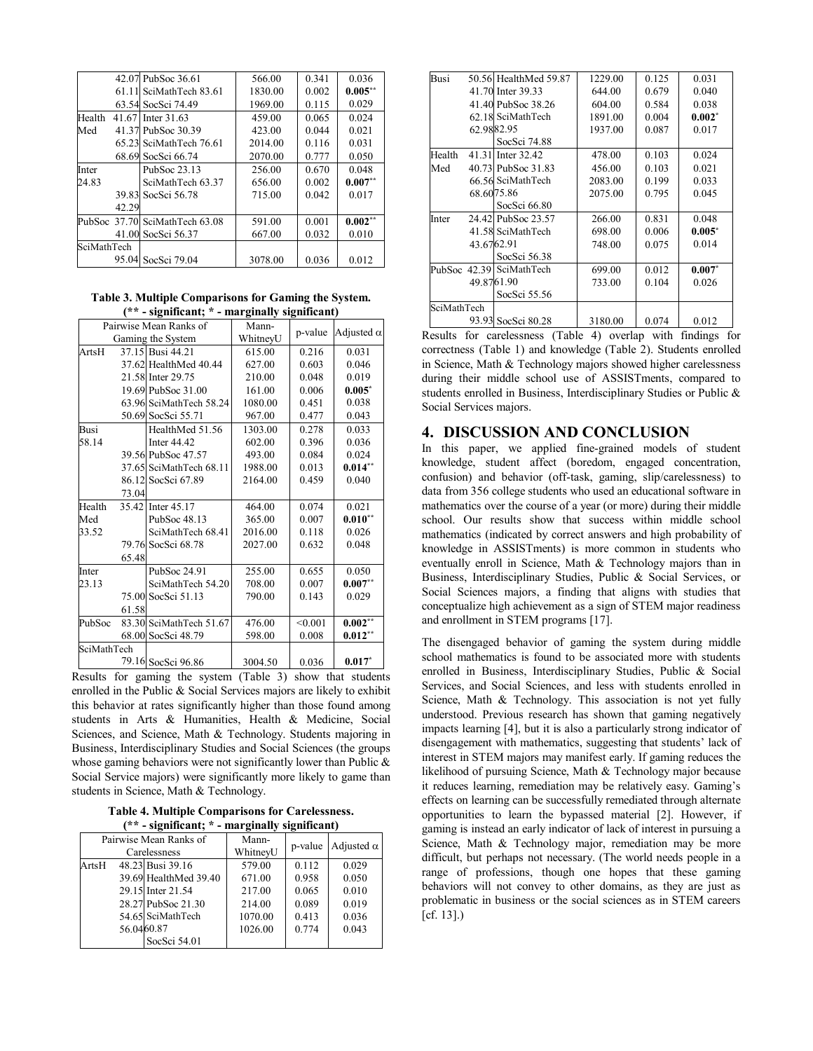|  |  | Pairwise Mean Ranks |  | Mann-WhitneyU | p-value | Adjusted α |
|---|---|---|---|---|---|---|
|  | 42.07 | PubSoc 36.61 |  | 566.00 | 0.341 | 0.036 |
|  | 61.11 | SciMathTech 83.61 |  | 1830.00 | 0.002 | **0.005**** |
|  | 63.54 | SocSci 74.49 |  | 1969.00 | 0.115 | 0.029 |
| Health Med | 41.67 | Inter 31.63 |  | 459.00 | 0.065 | 0.024 |
|  | 41.37 | PubSoc 30.39 |  | 423.00 | 0.044 | 0.021 |
|  | 65.23 | SciMathTech 76.61 |  | 2014.00 | 0.116 | 0.031 |
|  | 68.69 | SocSci 66.74 |  | 2070.00 | 0.777 | 0.050 |
| Inter 24.83 |  | PubSoc 23.13 |  | 256.00 | 0.670 | 0.048 |
|  |  | SciMathTech 63.37 |  | 656.00 | 0.002 | **0.007**** |
|  | 39.83 | SocSci 56.78 |  | 715.00 | 0.042 | 0.017 |
|  | 42.29 |  |  |  |  |  |
| PubSoc | 37.70 | SciMathTech 63.08 |  | 591.00 | 0.001 | **0.002**** |
|  | 41.00 | SocSci 56.37 |  | 667.00 | 0.032 | 0.010 |
| SciMathTech |  |  |  |  |  |  |
|  | 95.04 | SocSci 79.04 |  | 3078.00 | 0.036 | 0.012 |

**Table 3. Multiple Comparisons for Gaming the System. (** - significant; * - marginally significant)**

| Pairwise Mean Ranks of Gaming the System |  |  | Mann-WhitneyU | p-value | Adjusted α |
|---|---|---|---|---|---|
| ArtsH | 37.15 | Busi 44.21 | 615.00 | 0.216 | 0.031 |
|  | 37.62 | HealthMed 40.44 | 627.00 | 0.603 | 0.046 |
|  | 21.58 | Inter 29.75 | 210.00 | 0.048 | 0.019 |
|  | 19.69 | PubSoc 31.00 | 161.00 | 0.006 | **0.005*** |
|  | 63.96 | SciMathTech 58.24 | 1080.00 | 0.451 | 0.038 |
|  | 50.69 | SocSci 55.71 | 967.00 | 0.477 | 0.043 |
| Busi 58.14 |  | HealthMed 51.56 | 1303.00 | 0.278 | 0.033 |
|  |  | Inter 44.42 | 602.00 | 0.396 | 0.036 |
|  | 39.56 | PubSoc 47.57 | 493.00 | 0.084 | 0.024 |
|  | 37.65 | SciMathTech 68.11 | 1988.00 | 0.013 | **0.014**** |
|  | 86.12 | SocSci 67.89 | 2164.00 | 0.459 | 0.040 |
|  | 73.04 |  |  |  |  |
| Health Med 33.52 | 35.42 | Inter 45.17 | 464.00 | 0.074 | 0.021 |
|  |  | PubSoc 48.13 | 365.00 | 0.007 | **0.010**** |
|  |  | SciMathTech 68.41 | 2016.00 | 0.118 | 0.026 |
|  | 79.76 | SocSci 68.78 | 2027.00 | 0.632 | 0.048 |
|  | 65.48 |  |  |  |  |
| Inter 23.13 |  | PubSoc 24.91 | 255.00 | 0.655 | 0.050 |
|  |  | SciMathTech 54.20 | 708.00 | 0.007 | **0.007**** |
|  | 75.00 | SocSci 51.13 | 790.00 | 0.143 | 0.029 |
|  | 61.58 |  |  |  |  |
| PubSoc | 83.30 | SciMathTech 51.67 | 476.00 | <0.001 | **0.002**** |
|  | 68.00 | SocSci 48.79 | 598.00 | 0.008 | **0.012**** |
| SciMathTech |  |  |  |  |  |
|  | 79.16 | SocSci 96.86 | 3004.50 | 0.036 | **0.017*** |

Results for gaming the system (Table 3) show that students enrolled in the Public & Social Services majors are likely to exhibit this behavior at rates significantly higher than those found among students in Arts & Humanities, Health & Medicine, Social Sciences, and Science, Math & Technology. Students majoring in Business, Interdisciplinary Studies and Social Sciences (the groups whose gaming behaviors were not significantly lower than Public & Social Service majors) were significantly more likely to game than students in Science, Math & Technology.

**Table 4. Multiple Comparisons for Carelessness. (** - significant; * - marginally significant)**

| Pairwise Mean Ranks of Carelessness |  |  | Mann-WhitneyU | p-value | Adjusted α |
|---|---|---|---|---|---|
| ArtsH | 48.23 | Busi 39.16 | 579.00 | 0.112 | 0.029 |
|  | 39.69 | HealthMed 39.40 | 671.00 | 0.958 | 0.050 |
|  | 29.15 | Inter 21.54 | 217.00 | 0.065 | 0.010 |
|  | 28.27 | PubSoc 21.30 | 214.00 | 0.089 | 0.019 |
|  | 54.65 | SciMathTech | 1070.00 | 0.413 | 0.036 |
|  | 56.04 | 60.87 | 1026.00 | 0.774 | 0.043 |
|  |  | SocSci 54.01 |  |  |  |
| Busi | 50.56 | HealthMed 59.87 | 1229.00 | 0.125 | 0.031 |
|  | 41.70 | Inter 39.33 | 644.00 | 0.679 | 0.040 |
|  | 41.40 | PubSoc 38.26 | 604.00 | 0.584 | 0.038 |
|  | 62.18 | SciMathTech | 1891.00 | 0.004 | **0.002*** |
|  | 62.98 | 82.95 | 1937.00 | 0.087 | 0.017 |
|  |  | SocSci 74.88 |  |  |  |
| Health Med | 41.31 | Inter 32.42 | 478.00 | 0.103 | 0.024 |
|  | 40.73 | PubSoc 31.83 | 456.00 | 0.103 | 0.021 |
|  | 66.56 | SciMathTech | 2083.00 | 0.199 | 0.033 |
|  | 68.60 | 75.86 | 2075.00 | 0.795 | 0.045 |
|  |  | SocSci 66.80 |  |  |  |
| Inter | 24.42 | PubSoc 23.57 | 266.00 | 0.831 | 0.048 |
|  | 41.58 | SciMathTech | 698.00 | 0.006 | **0.005*** |
|  | 43.67 | 62.91 | 748.00 | 0.075 | 0.014 |
|  |  | SocSci 56.38 |  |  |  |
| PubSoc | 42.39 | SciMathTech | 699.00 | 0.012 | **0.007*** |
|  | 49.87 | 61.90 | 733.00 | 0.104 | 0.026 |
|  |  | SocSci 55.56 |  |  |  |
| SciMathTech |  |  |  |  |  |
|  | 93.93 | SocSci 80.28 | 3180.00 | 0.074 | 0.012 |

Results for carelessness (Table 4) overlap with findings for correctness (Table 1) and knowledge (Table 2). Students enrolled in Science, Math & Technology majors showed higher carelessness during their middle school use of ASSISTments, compared to students enrolled in Business, Interdisciplinary Studies or Public & Social Services majors.

## 4. DISCUSSION AND CONCLUSION

In this paper, we applied fine-grained models of student knowledge, student affect (boredom, engaged concentration, confusion) and behavior (off-task, gaming, slip/carelessness) to data from 356 college students who used an educational software in mathematics over the course of a year (or more) during their middle school. Our results show that success within middle school mathematics (indicated by correct answers and high probability of knowledge in ASSISTments) is more common in students who eventually enroll in Science, Math & Technology majors than in Business, Interdisciplinary Studies, Public & Social Services, or Social Sciences majors, a finding that aligns with studies that conceptualize high achievement as a sign of STEM major readiness and enrollment in STEM programs [17].

The disengaged behavior of gaming the system during middle school mathematics is found to be associated more with students enrolled in Business, Interdisciplinary Studies, Public & Social Services, and Social Sciences, and less with students enrolled in Science, Math & Technology. This association is not yet fully understood. Previous research has shown that gaming negatively impacts learning [4], but it is also a particularly strong indicator of disengagement with mathematics, suggesting that students' lack of interest in STEM majors may manifest early. If gaming reduces the likelihood of pursuing Science, Math & Technology major because it reduces learning, remediation may be relatively easy. Gaming's effects on learning can be successfully remediated through alternate opportunities to learn the bypassed material [2]. However, if gaming is instead an early indicator of lack of interest in pursuing a Science, Math & Technology major, remediation may be more difficult, but perhaps not necessary. (The world needs people in a range of professions, though one hopes that these gaming behaviors will not convey to other domains, as they are just as problematic in business or the social sciences as in STEM careers [cf. 13].)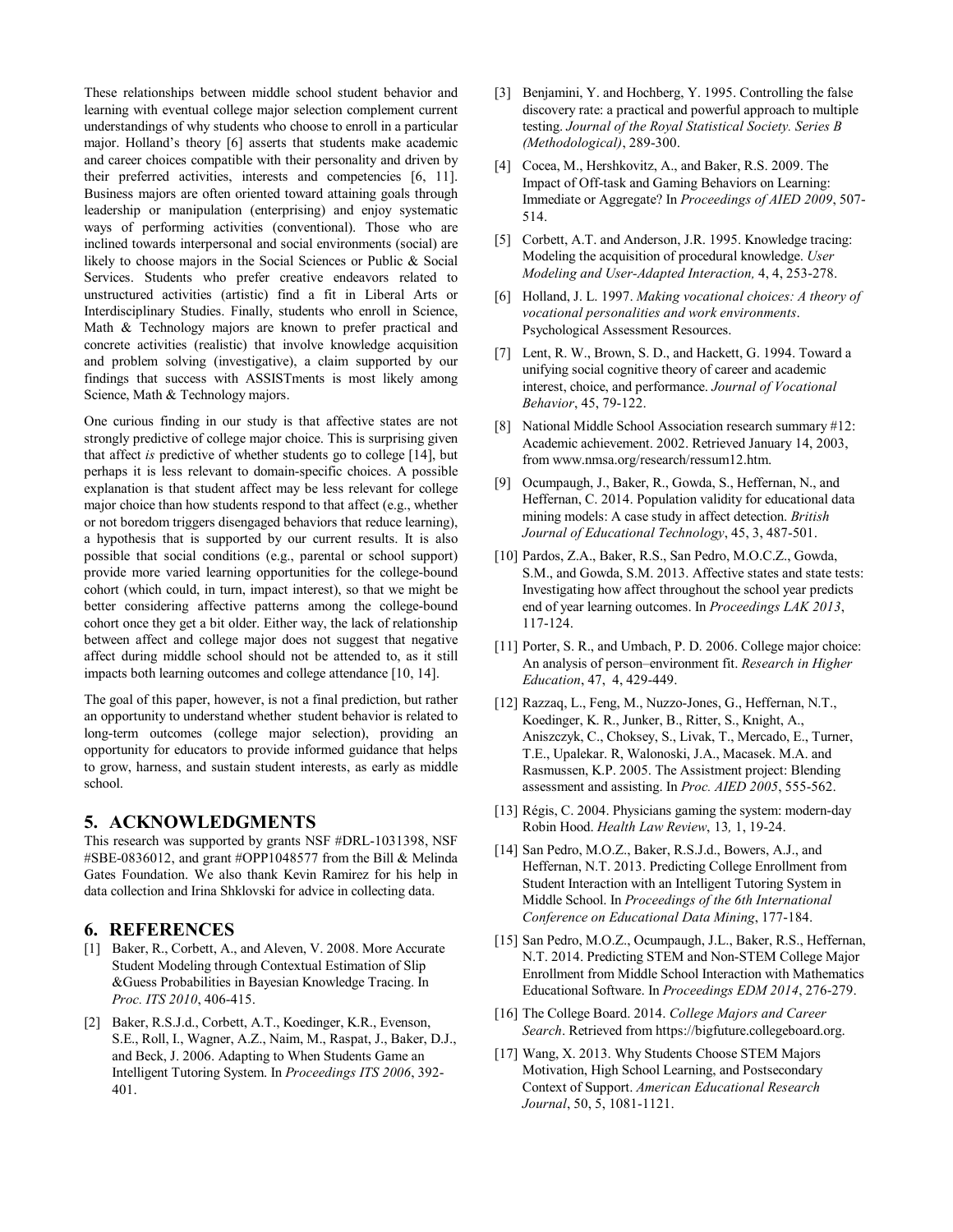These relationships between middle school student behavior and learning with eventual college major selection complement current understandings of why students who choose to enroll in a particular major. Holland's theory [6] asserts that students make academic and career choices compatible with their personality and driven by their preferred activities, interests and competencies [6, 11]. Business majors are often oriented toward attaining goals through leadership or manipulation (enterprising) and enjoy systematic ways of performing activities (conventional). Those who are inclined towards interpersonal and social environments (social) are likely to choose majors in the Social Sciences or Public & Social Services. Students who prefer creative endeavors related to unstructured activities (artistic) find a fit in Liberal Arts or Interdisciplinary Studies. Finally, students who enroll in Science, Math & Technology majors are known to prefer practical and concrete activities (realistic) that involve knowledge acquisition and problem solving (investigative), a claim supported by our findings that success with ASSISTments is most likely among Science, Math & Technology majors.

One curious finding in our study is that affective states are not strongly predictive of college major choice. This is surprising given that affect *is* predictive of whether students go to college [14], but perhaps it is less relevant to domain-specific choices. A possible explanation is that student affect may be less relevant for college major choice than how students respond to that affect (e.g., whether or not boredom triggers disengaged behaviors that reduce learning), a hypothesis that is supported by our current results. It is also possible that social conditions (e.g., parental or school support) provide more varied learning opportunities for the college-bound cohort (which could, in turn, impact interest), so that we might be better considering affective patterns among the college-bound cohort once they get a bit older. Either way, the lack of relationship between affect and college major does not suggest that negative affect during middle school should not be attended to, as it still impacts both learning outcomes and college attendance [10, 14].

The goal of this paper, however, is not a final prediction, but rather an opportunity to understand whether student behavior is related to long-term outcomes (college major selection), providing an opportunity for educators to provide informed guidance that helps to grow, harness, and sustain student interests, as early as middle school.

## 5. ACKNOWLEDGMENTS

This research was supported by grants NSF #DRL-1031398, NSF #SBE-0836012, and grant #OPP1048577 from the Bill & Melinda Gates Foundation. We also thank Kevin Ramirez for his help in data collection and Irina Shklovski for advice in collecting data.

## 6. REFERENCES

[1] Baker, R., Corbett, A., and Aleven, V. 2008. More Accurate Student Modeling through Contextual Estimation of Slip &Guess Probabilities in Bayesian Knowledge Tracing. In *Proc. ITS 2010*, 406-415.

[2] Baker, R.S.J.d., Corbett, A.T., Koedinger, K.R., Evenson, S.E., Roll, I., Wagner, A.Z., Naim, M., Raspat, J., Baker, D.J., and Beck, J. 2006. Adapting to When Students Game an Intelligent Tutoring System. In *Proceedings ITS 2006*, 392-401.

[3] Benjamini, Y. and Hochberg, Y. 1995. Controlling the false discovery rate: a practical and powerful approach to multiple testing. *Journal of the Royal Statistical Society. Series B (Methodological)*, 289-300.

[4] Cocea, M., Hershkovitz, A., and Baker, R.S. 2009. The Impact of Off-task and Gaming Behaviors on Learning: Immediate or Aggregate? In *Proceedings of AIED 2009*, 507-514.

[5] Corbett, A.T. and Anderson, J.R. 1995. Knowledge tracing: Modeling the acquisition of procedural knowledge. *User Modeling and User-Adapted Interaction,* 4, 4, 253-278.

[6] Holland, J. L. 1997. *Making vocational choices: A theory of vocational personalities and work environments*. Psychological Assessment Resources.

[7] Lent, R. W., Brown, S. D., and Hackett, G. 1994. Toward a unifying social cognitive theory of career and academic interest, choice, and performance. *Journal of Vocational Behavior*, 45, 79-122.

[8] National Middle School Association research summary #12: Academic achievement. 2002. Retrieved January 14, 2003, from www.nmsa.org/research/ressum12.htm.

[9] Ocumpaugh, J., Baker, R., Gowda, S., Heffernan, N., and Heffernan, C. 2014. Population validity for educational data mining models: A case study in affect detection. *British Journal of Educational Technology*, 45, 3, 487-501.

[10] Pardos, Z.A., Baker, R.S., San Pedro, M.O.C.Z., Gowda, S.M., and Gowda, S.M. 2013. Affective states and state tests: Investigating how affect throughout the school year predicts end of year learning outcomes. In *Proceedings LAK 2013*, 117-124.

[11] Porter, S. R., and Umbach, P. D. 2006. College major choice: An analysis of person–environment fit. *Research in Higher Education*, 47, 4, 429-449.

[12] Razzaq, L., Feng, M., Nuzzo-Jones, G., Heffernan, N.T., Koedinger, K. R., Junker, B., Ritter, S., Knight, A., Aniszczyk, C., Choksey, S., Livak, T., Mercado, E., Turner, T.E., Upalekar. R, Walonoski, J.A., Macasek. M.A. and Rasmussen, K.P. 2005. The Assistment project: Blending assessment and assisting. In *Proc. AIED 2005*, 555-562.

[13] Régis, C. 2004. Physicians gaming the system: modern-day Robin Hood. *Health Law Review*, 13, 1, 19-24.

[14] San Pedro, M.O.Z., Baker, R.S.J.d., Bowers, A.J., and Heffernan, N.T. 2013. Predicting College Enrollment from Student Interaction with an Intelligent Tutoring System in Middle School. In *Proceedings of the 6th International Conference on Educational Data Mining*, 177-184.

[15] San Pedro, M.O.Z., Ocumpaugh, J.L., Baker, R.S., Heffernan, N.T. 2014. Predicting STEM and Non-STEM College Major Enrollment from Middle School Interaction with Mathematics Educational Software. In *Proceedings EDM 2014*, 276-279.

[16] The College Board. 2014. *College Majors and Career Search*. Retrieved from https://bigfuture.collegeboard.org.

[17] Wang, X. 2013. Why Students Choose STEM Majors Motivation, High School Learning, and Postsecondary Context of Support. *American Educational Research Journal*, 50, 5, 1081-1121.